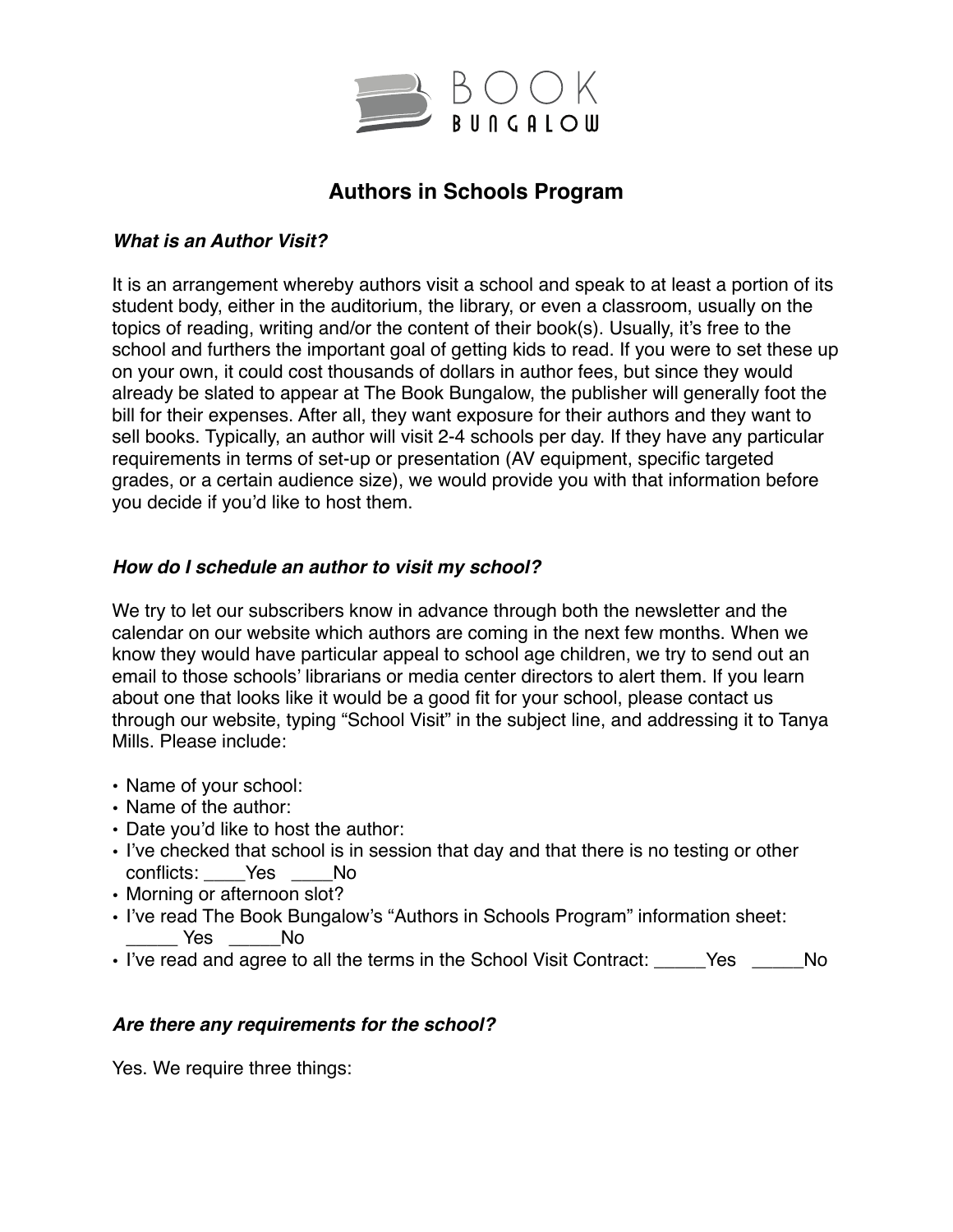BOOK BUNGALOW

# Authors in Schools Program

***What is an Author Visit?***

It is an arrangement whereby authors visit a school and speak to at least a portion of its student body, either in the auditorium, the library, or even a classroom, usually on the topics of reading, writing and/or the content of their book(s). Usually, it's free to the school and furthers the important goal of getting kids to read. If you were to set these up on your own, it could cost thousands of dollars in author fees, but since they would already be slated to appear at The Book Bungalow, the publisher will generally foot the bill for their expenses. After all, they want exposure for their authors and they want to sell books. Typically, an author will visit 2-4 schools per day. If they have any particular requirements in terms of set-up or presentation (AV equipment, specific targeted grades, or a certain audience size), we would provide you with that information before you decide if you'd like to host them.

***How do I schedule an author to visit my school?***

We try to let our subscribers know in advance through both the newsletter and the calendar on our website which authors are coming in the next few months. When we know they would have particular appeal to school age children, we try to send out an email to those schools' librarians or media center directors to alert them. If you learn about one that looks like it would be a good fit for your school, please contact us through our website, typing "School Visit" in the subject line, and addressing it to Tanya Mills. Please include:

- Name of your school:
- Name of the author:
- Date you'd like to host the author:
- I've checked that school is in session that day and that there is no testing or other conflicts: ____Yes ____No
- Morning or afternoon slot?
- I've read The Book Bungalow's "Authors in Schools Program" information sheet: _____ Yes _____No
- I've read and agree to all the terms in the School Visit Contract: _____Yes _____No

***Are there any requirements for the school?***

Yes. We require three things: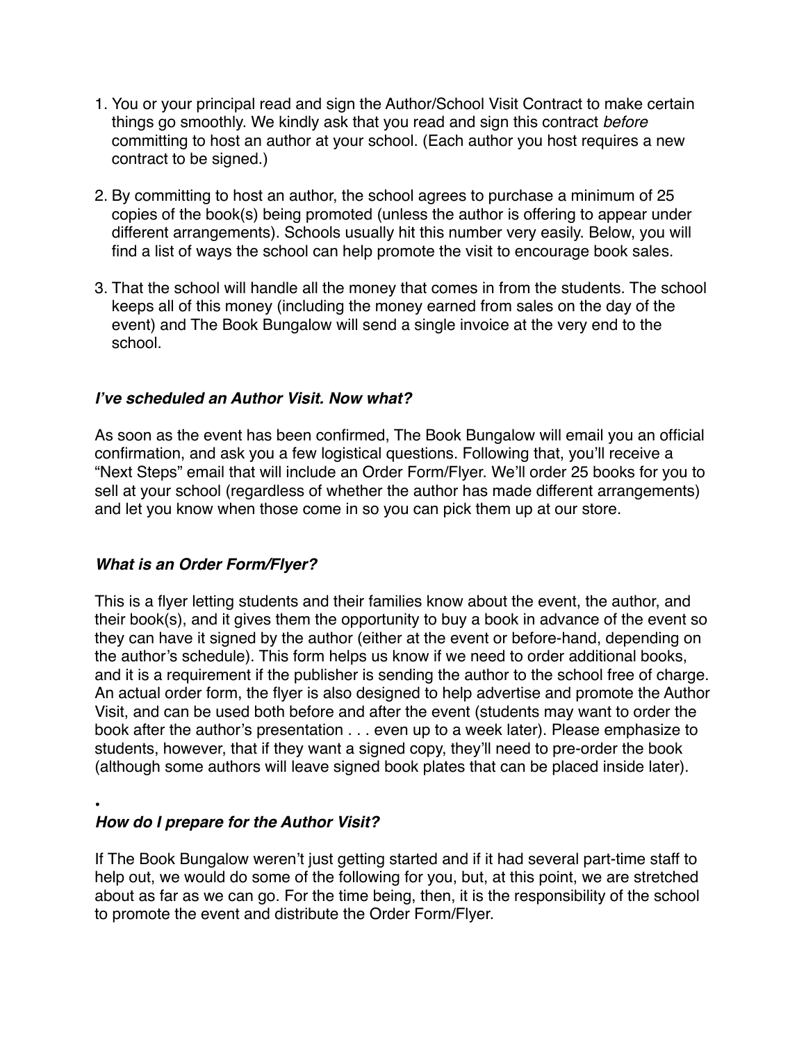1. You or your principal read and sign the Author/School Visit Contract to make certain things go smoothly. We kindly ask that you read and sign this contract *before* committing to host an author at your school. (Each author you host requires a new contract to be signed.)

2. By committing to host an author, the school agrees to purchase a minimum of 25 copies of the book(s) being promoted (unless the author is offering to appear under different arrangements). Schools usually hit this number very easily. Below, you will find a list of ways the school can help promote the visit to encourage book sales.

3. That the school will handle all the money that comes in from the students. The school keeps all of this money (including the money earned from sales on the day of the event) and The Book Bungalow will send a single invoice at the very end to the school.

### *I've scheduled an Author Visit. Now what?*

As soon as the event has been confirmed, The Book Bungalow will email you an official confirmation, and ask you a few logistical questions. Following that, you'll receive a "Next Steps" email that will include an Order Form/Flyer. We'll order 25 books for you to sell at your school (regardless of whether the author has made different arrangements) and let you know when those come in so you can pick them up at our store.

### *What is an Order Form/Flyer?*

This is a flyer letting students and their families know about the event, the author, and their book(s), and it gives them the opportunity to buy a book in advance of the event so they can have it signed by the author (either at the event or before-hand, depending on the author's schedule). This form helps us know if we need to order additional books, and it is a requirement if the publisher is sending the author to the school free of charge. An actual order form, the flyer is also designed to help advertise and promote the Author Visit, and can be used both before and after the event (students may want to order the book after the author's presentation . . . even up to a week later). Please emphasize to students, however, that if they want a signed copy, they'll need to pre-order the book (although some authors will leave signed book plates that can be placed inside later).

•

### *How do I prepare for the Author Visit?*

If The Book Bungalow weren't just getting started and if it had several part-time staff to help out, we would do some of the following for you, but, at this point, we are stretched about as far as we can go. For the time being, then, it is the responsibility of the school to promote the event and distribute the Order Form/Flyer.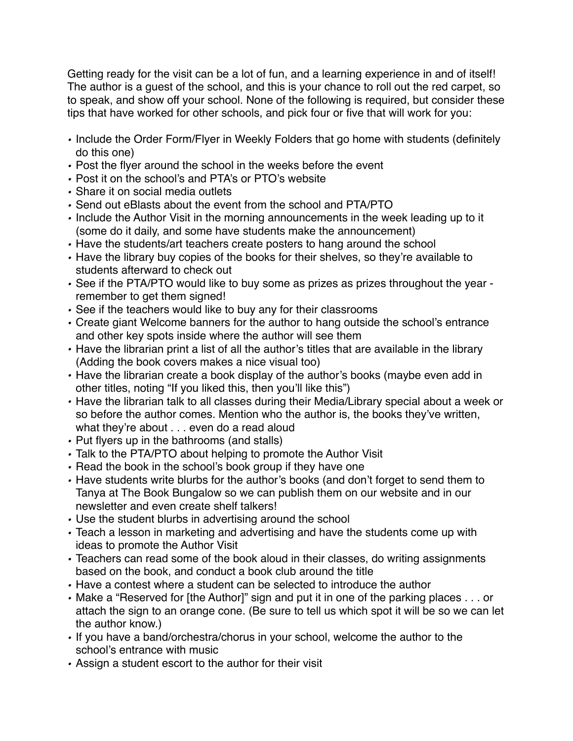Getting ready for the visit can be a lot of fun, and a learning experience in and of itself! The author is a guest of the school, and this is your chance to roll out the red carpet, so to speak, and show off your school. None of the following is required, but consider these tips that have worked for other schools, and pick four or five that will work for you:

- Include the Order Form/Flyer in Weekly Folders that go home with students (definitely do this one)
- Post the flyer around the school in the weeks before the event
- Post it on the school's and PTA's or PTO's website
- Share it on social media outlets
- Send out eBlasts about the event from the school and PTA/PTO
- Include the Author Visit in the morning announcements in the week leading up to it (some do it daily, and some have students make the announcement)
- Have the students/art teachers create posters to hang around the school
- Have the library buy copies of the books for their shelves, so they're available to students afterward to check out
- See if the PTA/PTO would like to buy some as prizes as prizes throughout the year - remember to get them signed!
- See if the teachers would like to buy any for their classrooms
- Create giant Welcome banners for the author to hang outside the school's entrance and other key spots inside where the author will see them
- Have the librarian print a list of all the author's titles that are available in the library (Adding the book covers makes a nice visual too)
- Have the librarian create a book display of the author's books (maybe even add in other titles, noting "If you liked this, then you'll like this")
- Have the librarian talk to all classes during their Media/Library special about a week or so before the author comes. Mention who the author is, the books they've written, what they're about . . . even do a read aloud
- Put flyers up in the bathrooms (and stalls)
- Talk to the PTA/PTO about helping to promote the Author Visit
- Read the book in the school's book group if they have one
- Have students write blurbs for the author's books (and don't forget to send them to Tanya at The Book Bungalow so we can publish them on our website and in our newsletter and even create shelf talkers!
- Use the student blurbs in advertising around the school
- Teach a lesson in marketing and advertising and have the students come up with ideas to promote the Author Visit
- Teachers can read some of the book aloud in their classes, do writing assignments based on the book, and conduct a book club around the title
- Have a contest where a student can be selected to introduce the author
- Make a "Reserved for [the Author]" sign and put it in one of the parking places . . . or attach the sign to an orange cone. (Be sure to tell us which spot it will be so we can let the author know.)
- If you have a band/orchestra/chorus in your school, welcome the author to the school's entrance with music
- Assign a student escort to the author for their visit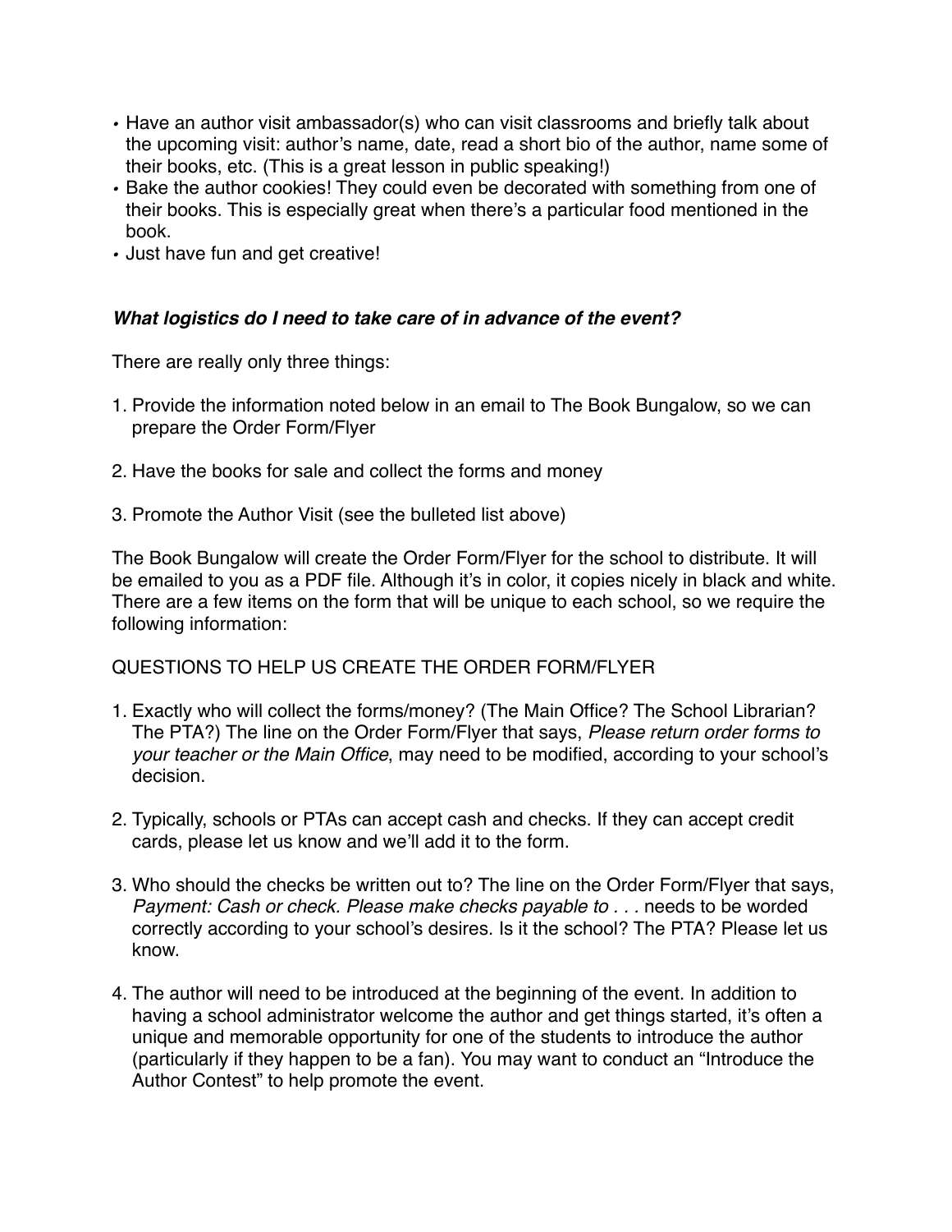- Have an author visit ambassador(s) who can visit classrooms and briefly talk about the upcoming visit: author's name, date, read a short bio of the author, name some of their books, etc. (This is a great lesson in public speaking!)
- Bake the author cookies! They could even be decorated with something from one of their books. This is especially great when there's a particular food mentioned in the book.
- Just have fun and get creative!

***What logistics do I need to take care of in advance of the event?***

There are really only three things:

1. Provide the information noted below in an email to The Book Bungalow, so we can prepare the Order Form/Flyer

2. Have the books for sale and collect the forms and money

3. Promote the Author Visit (see the bulleted list above)

The Book Bungalow will create the Order Form/Flyer for the school to distribute. It will be emailed to you as a PDF file. Although it's in color, it copies nicely in black and white. There are a few items on the form that will be unique to each school, so we require the following information:

QUESTIONS TO HELP US CREATE THE ORDER FORM/FLYER

1. Exactly who will collect the forms/money? (The Main Office? The School Librarian? The PTA?) The line on the Order Form/Flyer that says, *Please return order forms to your teacher or the Main Office*, may need to be modified, according to your school's decision.

2. Typically, schools or PTAs can accept cash and checks. If they can accept credit cards, please let us know and we'll add it to the form.

3. Who should the checks be written out to? The line on the Order Form/Flyer that says, *Payment: Cash or check. Please make checks payable to . . .* needs to be worded correctly according to your school's desires. Is it the school? The PTA? Please let us know.

4. The author will need to be introduced at the beginning of the event. In addition to having a school administrator welcome the author and get things started, it's often a unique and memorable opportunity for one of the students to introduce the author (particularly if they happen to be a fan). You may want to conduct an "Introduce the Author Contest" to help promote the event.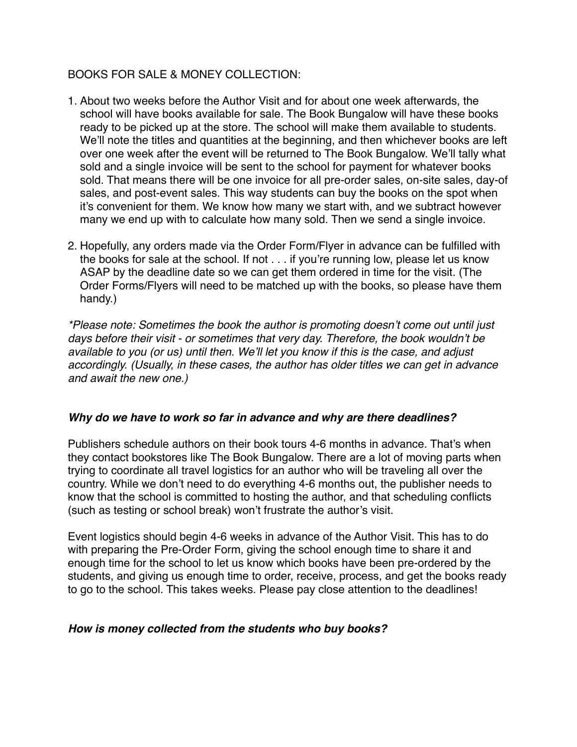BOOKS FOR SALE & MONEY COLLECTION:

1. About two weeks before the Author Visit and for about one week afterwards, the school will have books available for sale. The Book Bungalow will have these books ready to be picked up at the store. The school will make them available to students. We'll note the titles and quantities at the beginning, and then whichever books are left over one week after the event will be returned to The Book Bungalow. We'll tally what sold and a single invoice will be sent to the school for payment for whatever books sold. That means there will be one invoice for all pre-order sales, on-site sales, day-of sales, and post-event sales. This way students can buy the books on the spot when it's convenient for them. We know how many we start with, and we subtract however many we end up with to calculate how many sold. Then we send a single invoice.

2. Hopefully, any orders made via the Order Form/Flyer in advance can be fulfilled with the books for sale at the school. If not . . . if you're running low, please let us know ASAP by the deadline date so we can get them ordered in time for the visit. (The Order Forms/Flyers will need to be matched up with the books, so please have them handy.)

*\*Please note: Sometimes the book the author is promoting doesn't come out until just days before their visit - or sometimes that very day. Therefore, the book wouldn't be available to you (or us) until then. We'll let you know if this is the case, and adjust accordingly. (Usually, in these cases, the author has older titles we can get in advance and await the new one.)*

***Why do we have to work so far in advance and why are there deadlines?***

Publishers schedule authors on their book tours 4-6 months in advance. That's when they contact bookstores like The Book Bungalow. There are a lot of moving parts when trying to coordinate all travel logistics for an author who will be traveling all over the country. While we don't need to do everything 4-6 months out, the publisher needs to know that the school is committed to hosting the author, and that scheduling conflicts (such as testing or school break) won't frustrate the author's visit.

Event logistics should begin 4-6 weeks in advance of the Author Visit. This has to do with preparing the Pre-Order Form, giving the school enough time to share it and enough time for the school to let us know which books have been pre-ordered by the students, and giving us enough time to order, receive, process, and get the books ready to go to the school. This takes weeks. Please pay close attention to the deadlines!

***How is money collected from the students who buy books?***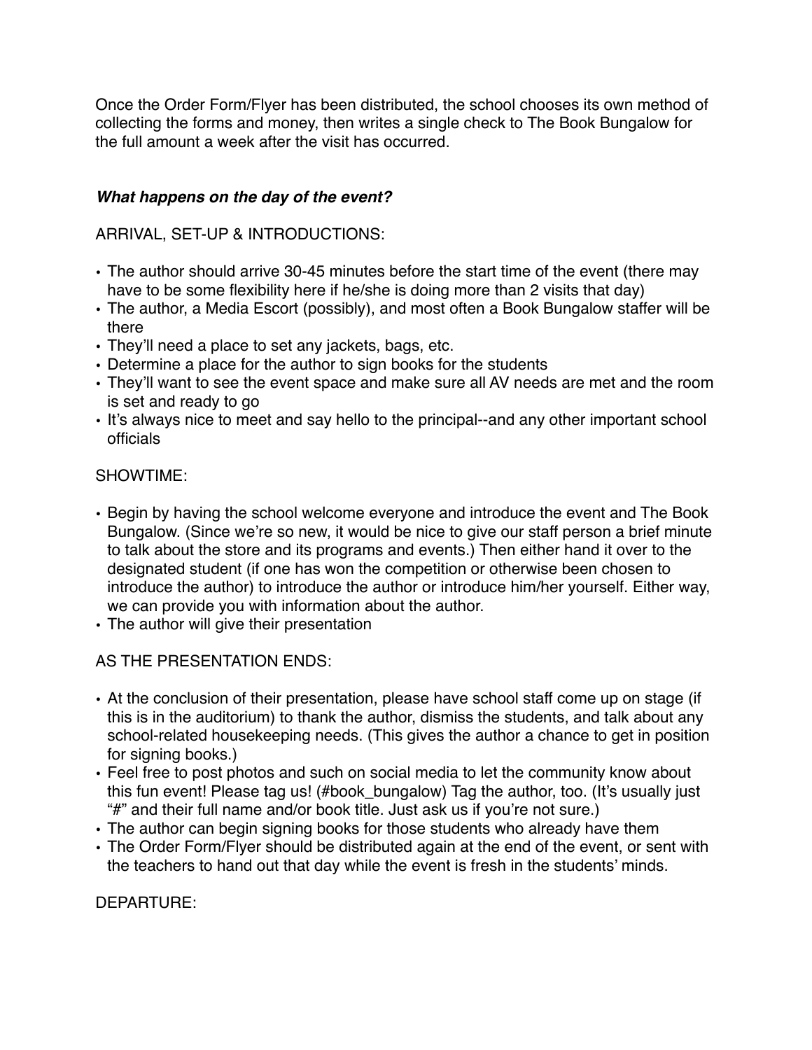Once the Order Form/Flyer has been distributed, the school chooses its own method of collecting the forms and money, then writes a single check to The Book Bungalow for the full amount a week after the visit has occurred.

### ***What happens on the day of the event?***

ARRIVAL, SET-UP & INTRODUCTIONS:

- The author should arrive 30-45 minutes before the start time of the event (there may have to be some flexibility here if he/she is doing more than 2 visits that day)
- The author, a Media Escort (possibly), and most often a Book Bungalow staffer will be there
- They'll need a place to set any jackets, bags, etc.
- Determine a place for the author to sign books for the students
- They'll want to see the event space and make sure all AV needs are met and the room is set and ready to go
- It's always nice to meet and say hello to the principal--and any other important school officials

SHOWTIME:

- Begin by having the school welcome everyone and introduce the event and The Book Bungalow. (Since we're so new, it would be nice to give our staff person a brief minute to talk about the store and its programs and events.) Then either hand it over to the designated student (if one has won the competition or otherwise been chosen to introduce the author) to introduce the author or introduce him/her yourself. Either way, we can provide you with information about the author.
- The author will give their presentation

AS THE PRESENTATION ENDS:

- At the conclusion of their presentation, please have school staff come up on stage (if this is in the auditorium) to thank the author, dismiss the students, and talk about any school-related housekeeping needs. (This gives the author a chance to get in position for signing books.)
- Feel free to post photos and such on social media to let the community know about this fun event! Please tag us! (#book_bungalow) Tag the author, too. (It's usually just "#" and their full name and/or book title. Just ask us if you're not sure.)
- The author can begin signing books for those students who already have them
- The Order Form/Flyer should be distributed again at the end of the event, or sent with the teachers to hand out that day while the event is fresh in the students' minds.

DEPARTURE: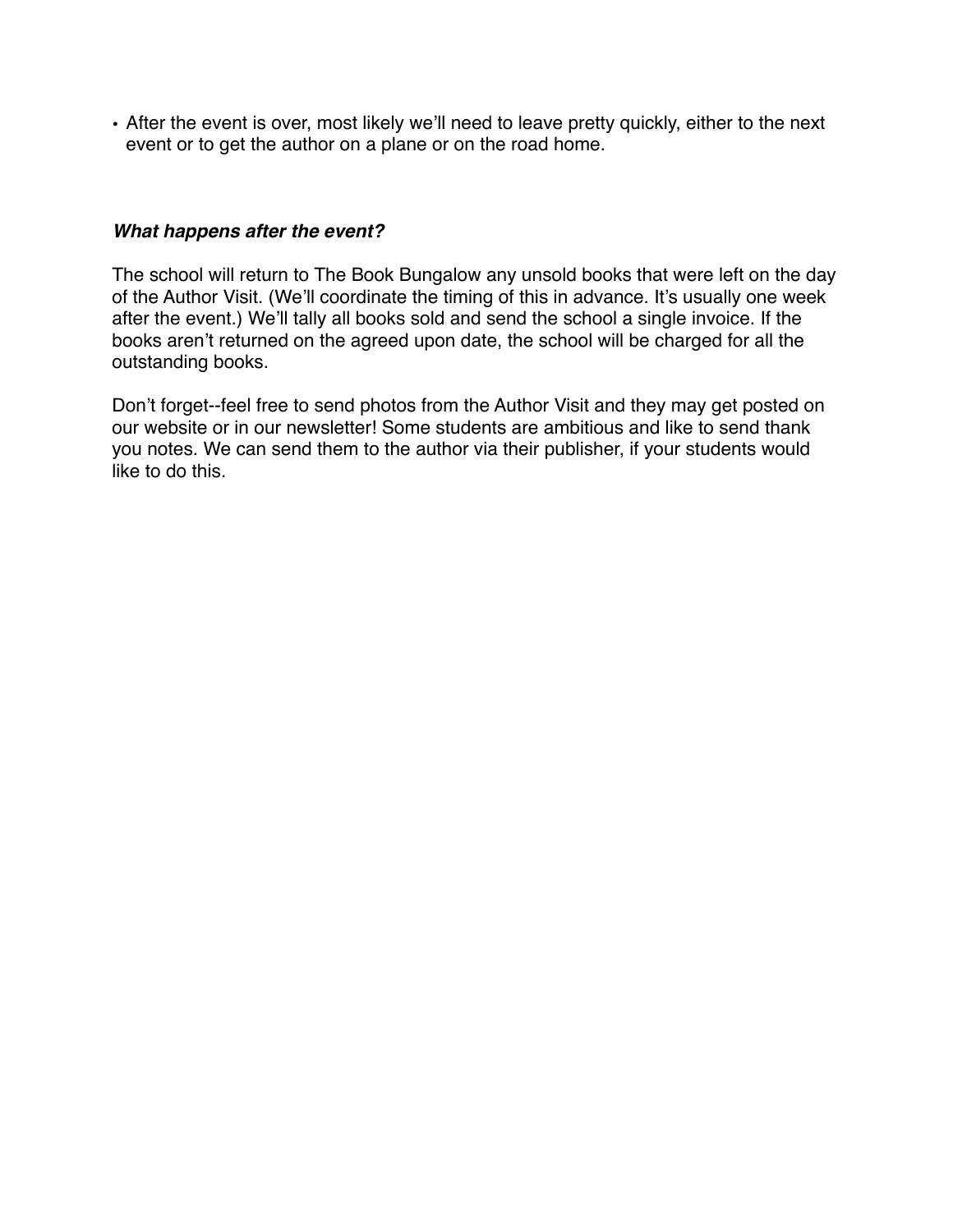- After the event is over, most likely we'll need to leave pretty quickly, either to the next event or to get the author on a plane or on the road home.

***What happens after the event?***

The school will return to The Book Bungalow any unsold books that were left on the day of the Author Visit. (We'll coordinate the timing of this in advance. It's usually one week after the event.) We'll tally all books sold and send the school a single invoice. If the books aren't returned on the agreed upon date, the school will be charged for all the outstanding books.

Don't forget--feel free to send photos from the Author Visit and they may get posted on our website or in our newsletter! Some students are ambitious and like to send thank you notes. We can send them to the author via their publisher, if your students would like to do this.